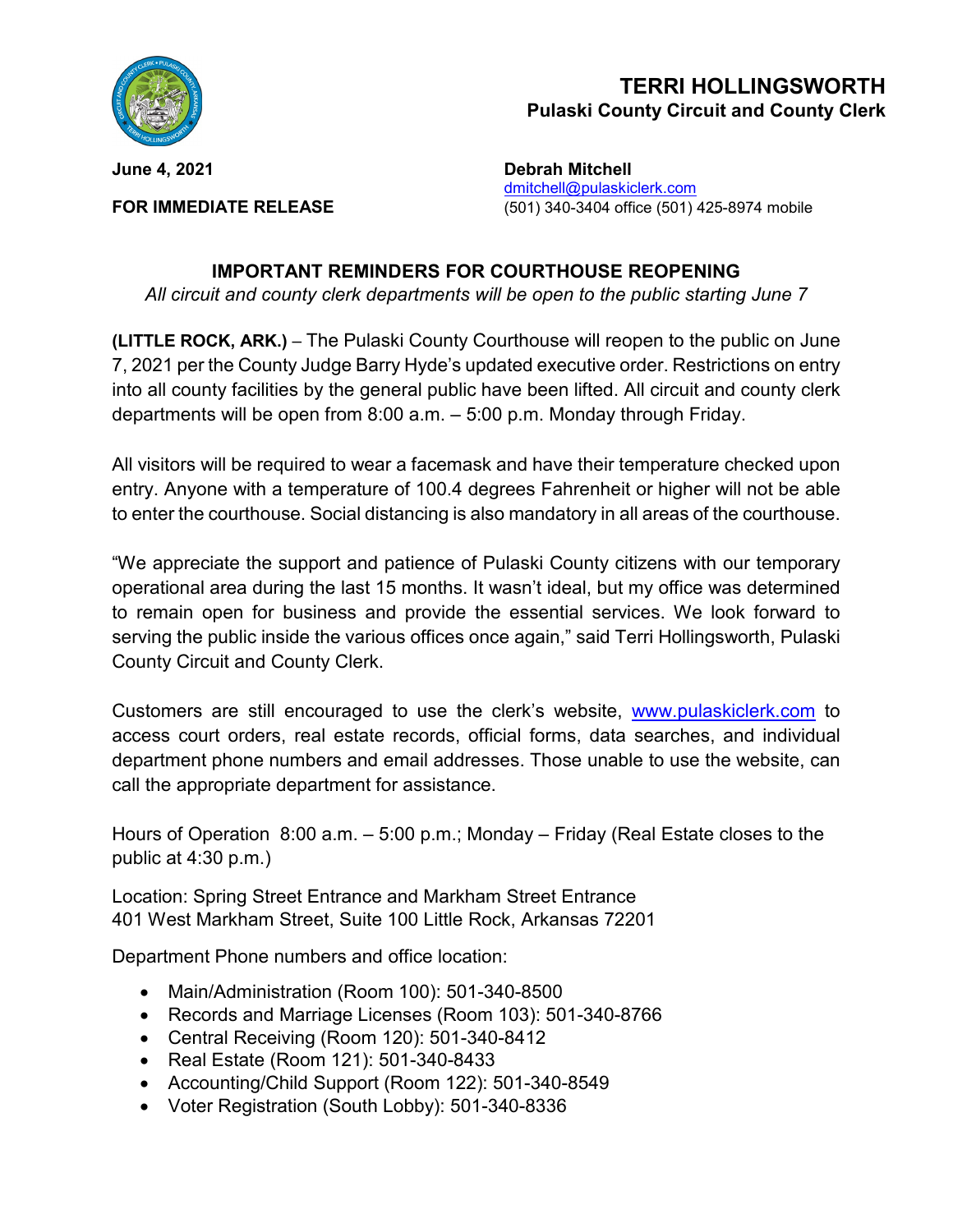# TERRI HOLLINGSWORTH
**Pulaski County Circuit and County Clerk**

**June 4, 2021**

**FOR IMMEDIATE RELEASE**

**Debrah Mitchell**
dmitchell@pulaskiclerk.com
(501) 340-3404 office (501) 425-8974 mobile

## IMPORTANT REMINDERS FOR COURTHOUSE REOPENING

*All circuit and county clerk departments will be open to the public starting June 7*

**(LITTLE ROCK, ARK.)** – The Pulaski County Courthouse will reopen to the public on June 7, 2021 per the County Judge Barry Hyde's updated executive order. Restrictions on entry into all county facilities by the general public have been lifted. All circuit and county clerk departments will be open from 8:00 a.m. – 5:00 p.m. Monday through Friday.

All visitors will be required to wear a facemask and have their temperature checked upon entry. Anyone with a temperature of 100.4 degrees Fahrenheit or higher will not be able to enter the courthouse. Social distancing is also mandatory in all areas of the courthouse.

"We appreciate the support and patience of Pulaski County citizens with our temporary operational area during the last 15 months. It wasn't ideal, but my office was determined to remain open for business and provide the essential services. We look forward to serving the public inside the various offices once again," said Terri Hollingsworth, Pulaski County Circuit and County Clerk.

Customers are still encouraged to use the clerk's website, www.pulaskiclerk.com to access court orders, real estate records, official forms, data searches, and individual department phone numbers and email addresses. Those unable to use the website, can call the appropriate department for assistance.

Hours of Operation 8:00 a.m. – 5:00 p.m.; Monday – Friday (Real Estate closes to the public at 4:30 p.m.)

Location: Spring Street Entrance and Markham Street Entrance
401 West Markham Street, Suite 100 Little Rock, Arkansas 72201

Department Phone numbers and office location:

- Main/Administration (Room 100): 501-340-8500
- Records and Marriage Licenses (Room 103): 501-340-8766
- Central Receiving (Room 120): 501-340-8412
- Real Estate (Room 121): 501-340-8433
- Accounting/Child Support (Room 122): 501-340-8549
- Voter Registration (South Lobby): 501-340-8336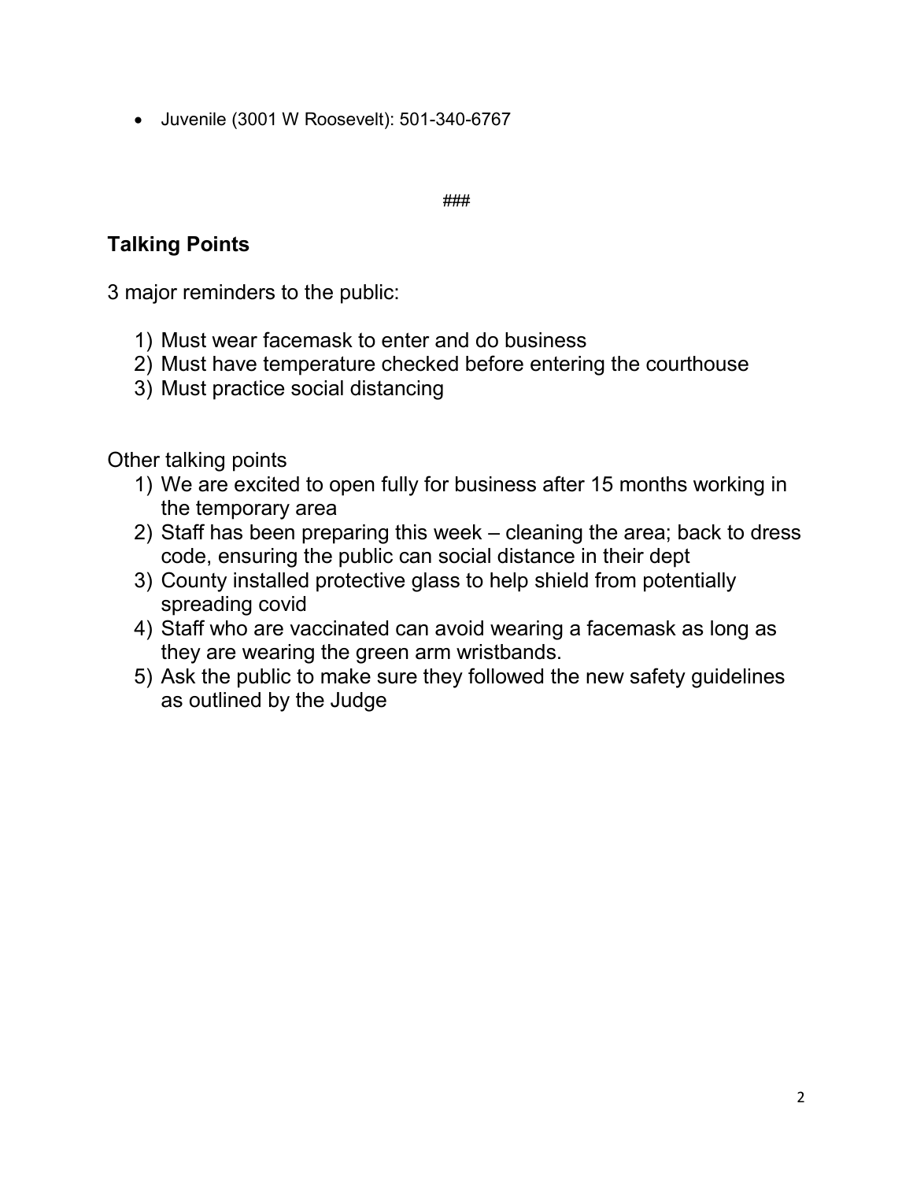- Juvenile (3001 W Roosevelt): 501-340-6767

###

## Talking Points

3 major reminders to the public:

1) Must wear facemask to enter and do business
2) Must have temperature checked before entering the courthouse
3) Must practice social distancing

Other talking points

1) We are excited to open fully for business after 15 months working in the temporary area
2) Staff has been preparing this week – cleaning the area; back to dress code, ensuring the public can social distance in their dept
3) County installed protective glass to help shield from potentially spreading covid
4) Staff who are vaccinated can avoid wearing a facemask as long as they are wearing the green arm wristbands.
5) Ask the public to make sure they followed the new safety guidelines as outlined by the Judge